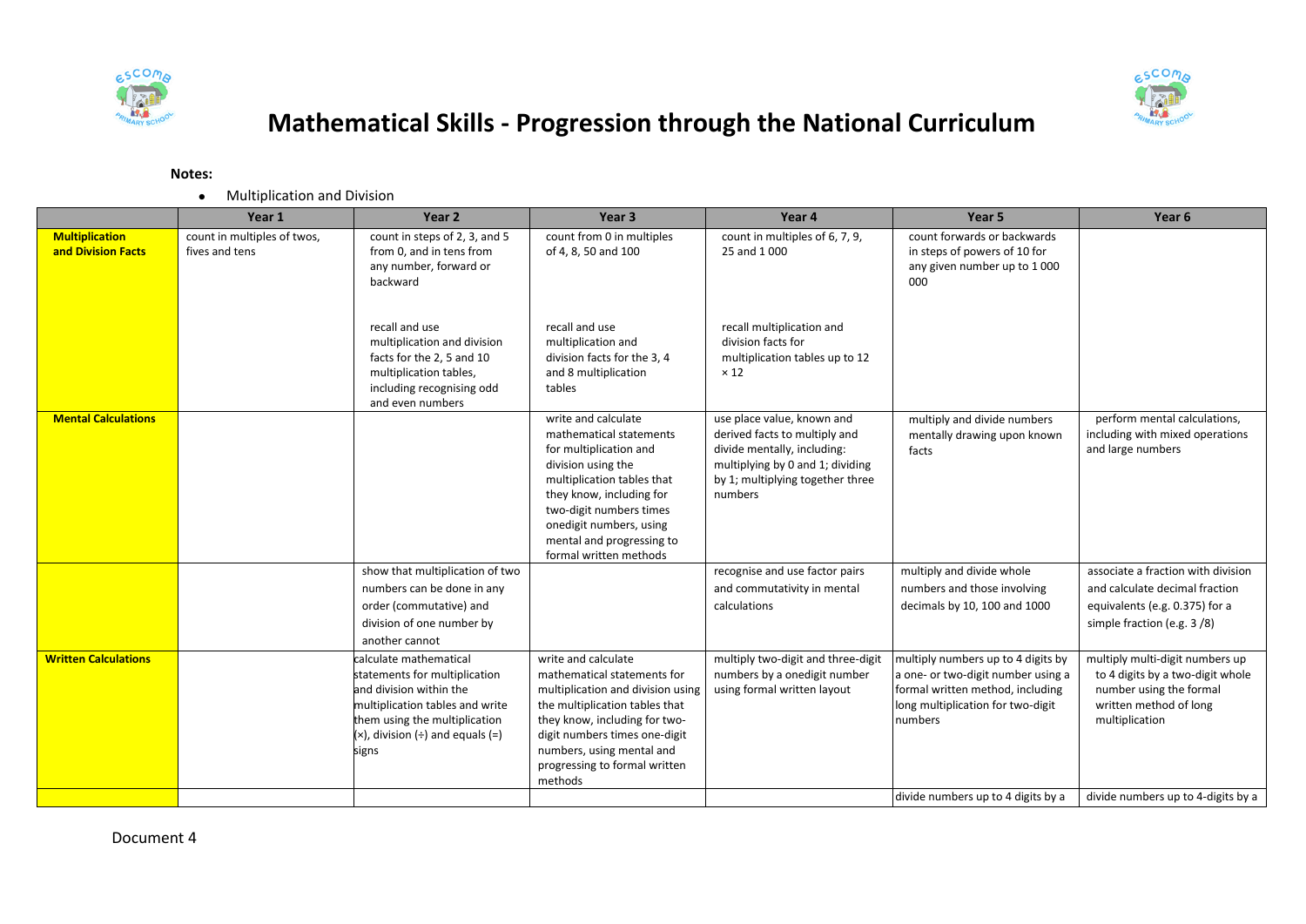# Mathematical Skills - Progression through the National Curriculum

**Notes:**

- Multiplication and Division

| | Year 1 | Year 2 | Year 3 | Year 4 | Year 5 | Year 6 |
|---|---|---|---|---|---|---|
| **Multiplication and Division Facts** | count in multiples of twos, fives and tens | count in steps of 2, 3, and 5 from 0, and in tens from any number, forward or backward<br><br>recall and use multiplication and division facts for the 2, 5 and 10 multiplication tables, including recognising odd and even numbers | count from 0 in multiples of 4, 8, 50 and 100<br><br>recall and use multiplication and division facts for the 3, 4 and 8 multiplication tables | count in multiples of 6, 7, 9, 25 and 1 000<br><br>recall multiplication and division facts for multiplication tables up to 12 × 12 | count forwards or backwards in steps of powers of 10 for any given number up to 1 000 000 | |
| **Mental Calculations** | | | write and calculate mathematical statements for multiplication and division using the multiplication tables that they know, including for two-digit numbers times onedigit numbers, using mental and progressing to formal written methods | use place value, known and derived facts to multiply and divide mentally, including: multiplying by 0 and 1; dividing by 1; multiplying together three numbers | multiply and divide numbers mentally drawing upon known facts | perform mental calculations, including with mixed operations and large numbers |
| | | show that multiplication of two numbers can be done in any order (commutative) and division of one number by another cannot | | recognise and use factor pairs and commutativity in mental calculations | multiply and divide whole numbers and those involving decimals by 10, 100 and 1000 | associate a fraction with division and calculate decimal fraction equivalents (e.g. 0.375) for a simple fraction (e.g. 3 /8) |
| **Written Calculations** | | calculate mathematical statements for multiplication and division within the multiplication tables and write them using the multiplication (×), division (÷) and equals (=) signs | write and calculate mathematical statements for multiplication and division using the multiplication tables that they know, including for two-digit numbers times one-digit numbers, using mental and progressing to formal written methods | multiply two-digit and three-digit numbers by a onedigit number using formal written layout | multiply numbers up to 4 digits by a one- or two-digit number using a formal written method, including long multiplication for two-digit numbers | multiply multi-digit numbers up to 4 digits by a two-digit whole number using the formal written method of long multiplication |
| | | | | | divide numbers up to 4 digits by a | divide numbers up to 4-digits by a |

Document 4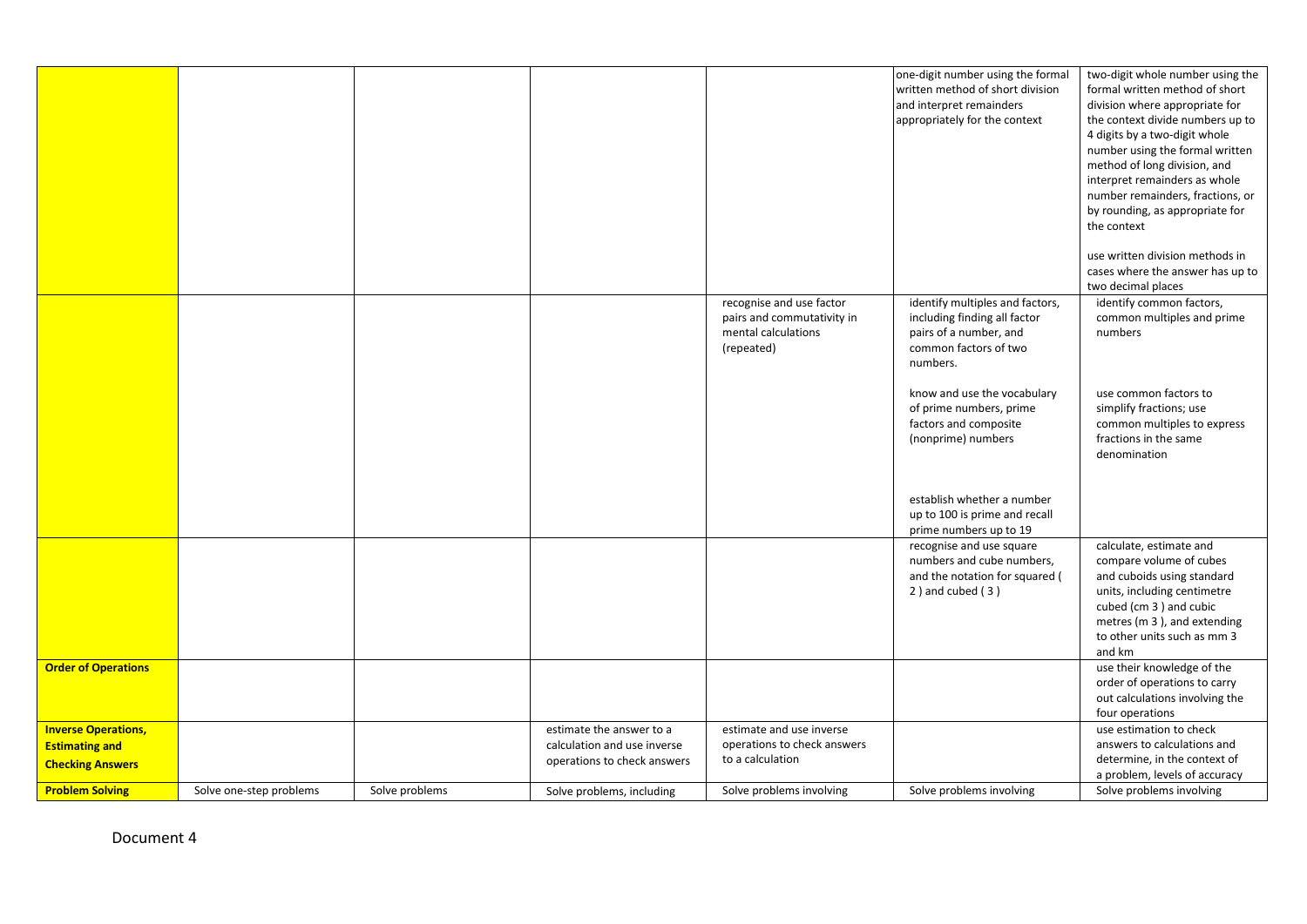| | | | | | | |
|---|---|---|---|---|---|---|
| | | | | | one-digit number using the formal written method of short division and interpret remainders appropriately for the context | two-digit whole number using the formal written method of short division where appropriate for the context divide numbers up to 4 digits by a two-digit whole number using the formal written method of long division, and interpret remainders as whole number remainders, fractions, or by rounding, as appropriate for the context<br><br>use written division methods in cases where the answer has up to two decimal places |
| | | | | recognise and use factor pairs and commutativity in mental calculations (repeated) | identify multiples and factors, including finding all factor pairs of a number, and common factors of two numbers.<br><br>know and use the vocabulary of prime numbers, prime factors and composite (nonprime) numbers<br><br>establish whether a number up to 100 is prime and recall prime numbers up to 19 | identify common factors, common multiples and prime numbers<br><br>use common factors to simplify fractions; use common multiples to express fractions in the same denomination |
| | | | | | recognise and use square numbers and cube numbers, and the notation for squared ( 2 ) and cubed ( 3 ) | calculate, estimate and compare volume of cubes and cuboids using standard units, including centimetre cubed (cm 3 ) and cubic metres (m 3 ), and extending to other units such as mm 3 and km |
| **Order of Operations** | | | | | | use their knowledge of the order of operations to carry out calculations involving the four operations |
| **Inverse Operations, Estimating and Checking Answers** | | | estimate the answer to a calculation and use inverse operations to check answers | estimate and use inverse operations to check answers to a calculation | | use estimation to check answers to calculations and determine, in the context of a problem, levels of accuracy |
| **Problem Solving** | Solve one-step problems | Solve problems | Solve problems, including | Solve problems involving | Solve problems involving | Solve problems involving |

Document 4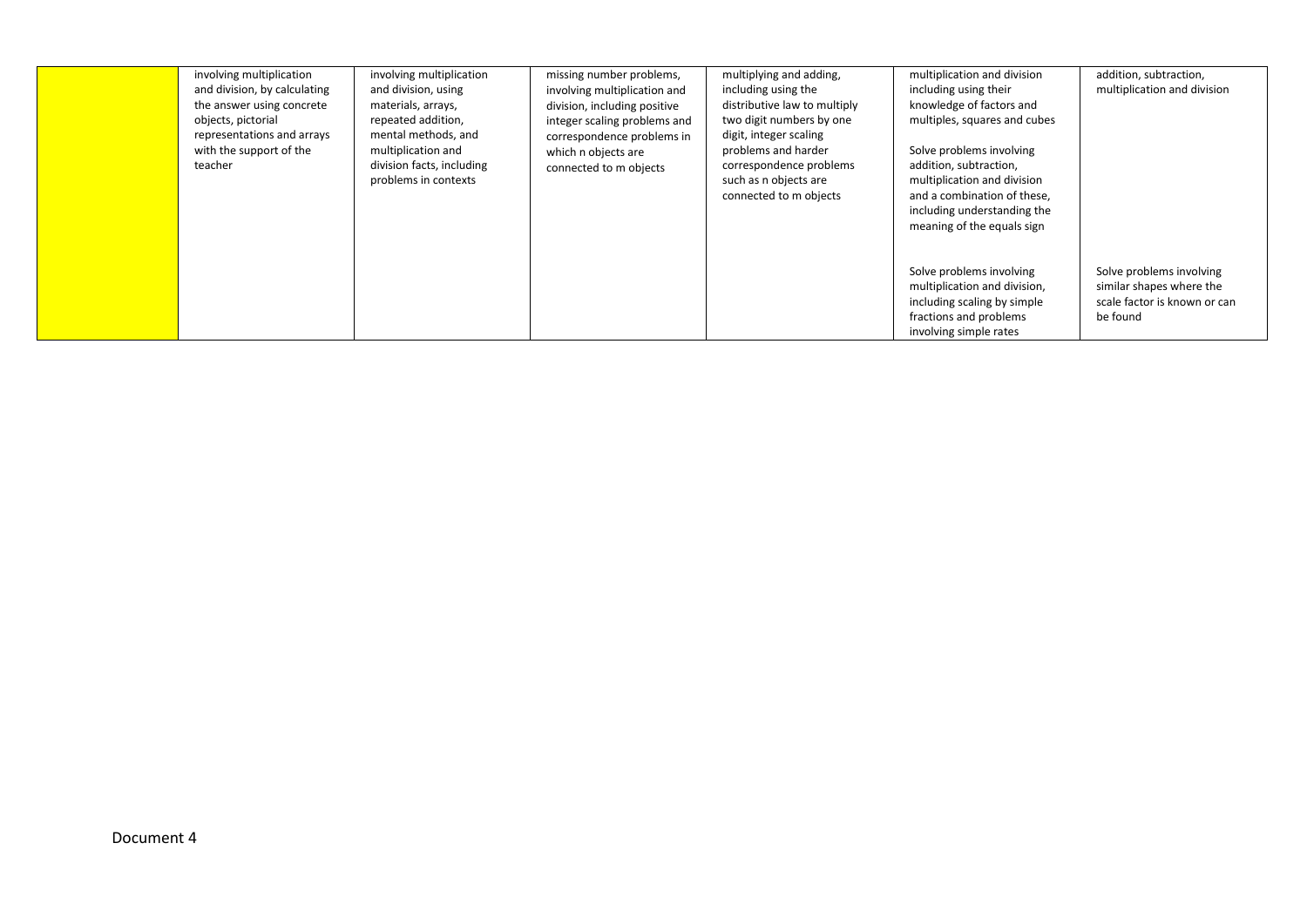| | | | | | | |
|---|---|---|---|---|---|---|
| | involving multiplication and division, by calculating the answer using concrete objects, pictorial representations and arrays with the support of the teacher | involving multiplication and division, using materials, arrays, repeated addition, mental methods, and multiplication and division facts, including problems in contexts | missing number problems, involving multiplication and division, including positive integer scaling problems and correspondence problems in which n objects are connected to m objects | multiplying and adding, including using the distributive law to multiply two digit numbers by one digit, integer scaling problems and harder correspondence problems such as n objects are connected to m objects | multiplication and division including using their knowledge of factors and multiples, squares and cubes<br><br>Solve problems involving addition, subtraction, multiplication and division and a combination of these, including understanding the meaning of the equals sign<br><br>Solve problems involving multiplication and division, including scaling by simple fractions and problems involving simple rates | addition, subtraction, multiplication and division<br><br>Solve problems involving similar shapes where the scale factor is known or can be found |

Document 4